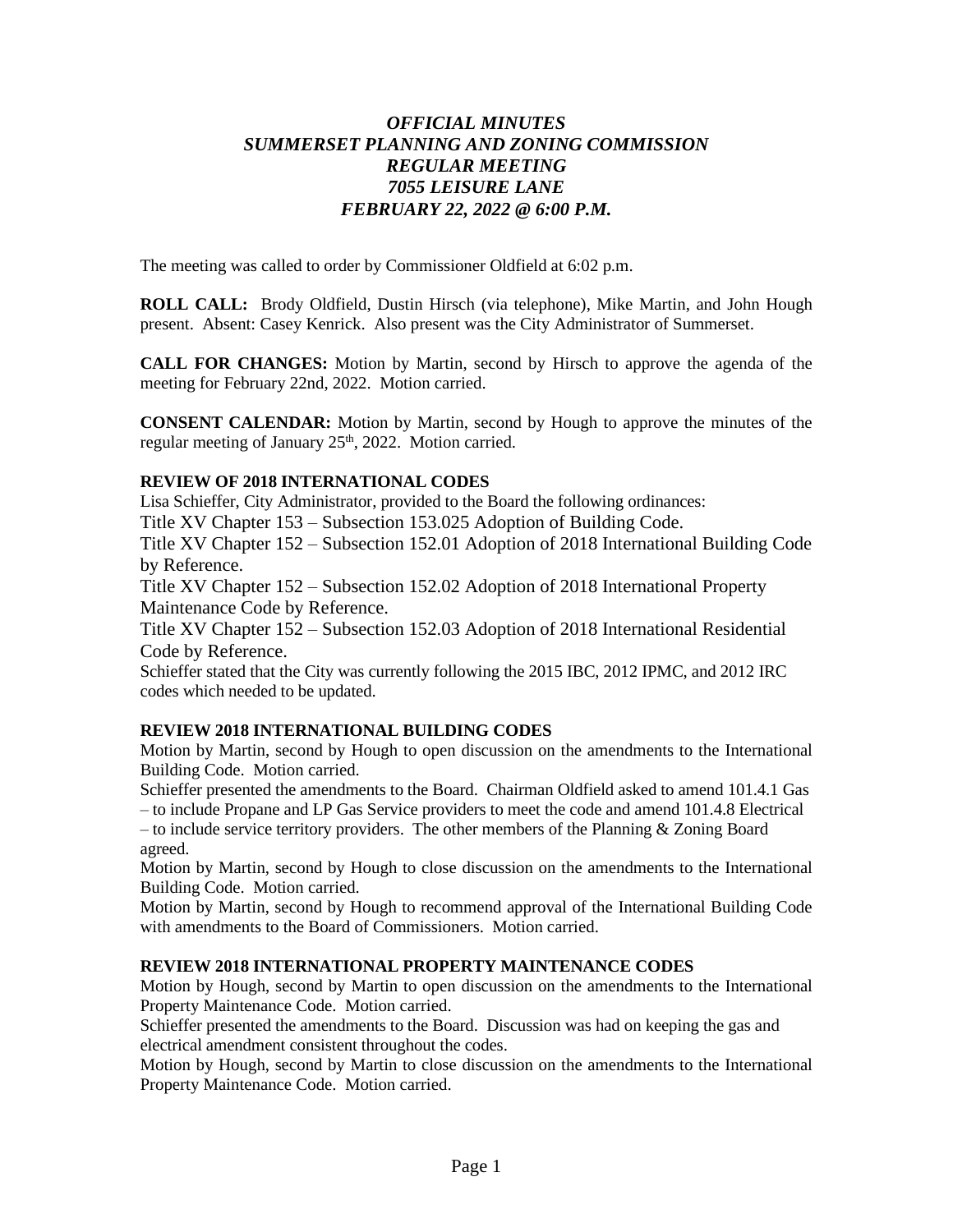# *OFFICIAL MINUTES*
# *SUMMERSET PLANNING AND ZONING COMMISSION*
# *REGULAR MEETING*
# *7055 LEISURE LANE*
# *FEBRUARY 22, 2022 @ 6:00 P.M.*

The meeting was called to order by Commissioner Oldfield at 6:02 p.m.

**ROLL CALL:** Brody Oldfield, Dustin Hirsch (via telephone), Mike Martin, and John Hough present. Absent: Casey Kenrick. Also present was the City Administrator of Summerset.

**CALL FOR CHANGES:** Motion by Martin, second by Hirsch to approve the agenda of the meeting for February 22nd, 2022. Motion carried.

**CONSENT CALENDAR:** Motion by Martin, second by Hough to approve the minutes of the regular meeting of January 25th, 2022. Motion carried.

**REVIEW OF 2018 INTERNATIONAL CODES**

Lisa Schieffer, City Administrator, provided to the Board the following ordinances:

Title XV Chapter 153 – Subsection 153.025 Adoption of Building Code.

Title XV Chapter 152 – Subsection 152.01 Adoption of 2018 International Building Code by Reference.

Title XV Chapter 152 – Subsection 152.02 Adoption of 2018 International Property Maintenance Code by Reference.

Title XV Chapter 152 – Subsection 152.03 Adoption of 2018 International Residential Code by Reference.

Schieffer stated that the City was currently following the 2015 IBC, 2012 IPMC, and 2012 IRC codes which needed to be updated.

**REVIEW 2018 INTERNATIONAL BUILDING CODES**

Motion by Martin, second by Hough to open discussion on the amendments to the International Building Code. Motion carried.

Schieffer presented the amendments to the Board. Chairman Oldfield asked to amend 101.4.1 Gas – to include Propane and LP Gas Service providers to meet the code and amend 101.4.8 Electrical – to include service territory providers. The other members of the Planning & Zoning Board agreed.

Motion by Martin, second by Hough to close discussion on the amendments to the International Building Code. Motion carried.

Motion by Martin, second by Hough to recommend approval of the International Building Code with amendments to the Board of Commissioners. Motion carried.

**REVIEW 2018 INTERNATIONAL PROPERTY MAINTENANCE CODES**

Motion by Hough, second by Martin to open discussion on the amendments to the International Property Maintenance Code. Motion carried.

Schieffer presented the amendments to the Board. Discussion was had on keeping the gas and electrical amendment consistent throughout the codes.

Motion by Hough, second by Martin to close discussion on the amendments to the International Property Maintenance Code. Motion carried.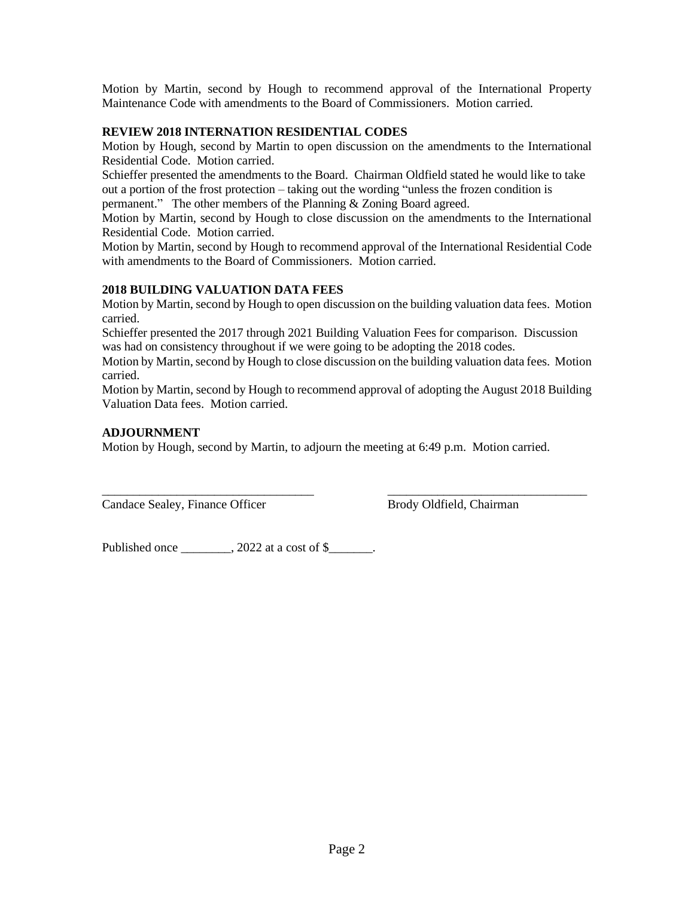Motion by Martin, second by Hough to recommend approval of the International Property Maintenance Code with amendments to the Board of Commissioners. Motion carried.

**REVIEW 2018 INTERNATION RESIDENTIAL CODES**

Motion by Hough, second by Martin to open discussion on the amendments to the International Residential Code. Motion carried.

Schieffer presented the amendments to the Board. Chairman Oldfield stated he would like to take out a portion of the frost protection – taking out the wording "unless the frozen condition is permanent." The other members of the Planning & Zoning Board agreed.

Motion by Martin, second by Hough to close discussion on the amendments to the International Residential Code. Motion carried.

Motion by Martin, second by Hough to recommend approval of the International Residential Code with amendments to the Board of Commissioners. Motion carried.

**2018 BUILDING VALUATION DATA FEES**

Motion by Martin, second by Hough to open discussion on the building valuation data fees. Motion carried.

Schieffer presented the 2017 through 2021 Building Valuation Fees for comparison. Discussion was had on consistency throughout if we were going to be adopting the 2018 codes.

Motion by Martin, second by Hough to close discussion on the building valuation data fees. Motion carried.

Motion by Martin, second by Hough to recommend approval of adopting the August 2018 Building Valuation Data fees. Motion carried.

**ADJOURNMENT**

Motion by Hough, second by Martin, to adjourn the meeting at 6:49 p.m. Motion carried.

\_\_\_\_\_\_\_\_\_\_\_\_\_\_\_\_\_\_\_\_\_\_\_\_\_\_\_\_\_\_\_\_\_\_\_ \_\_\_\_\_\_\_\_\_\_\_\_\_\_\_\_\_\_\_\_\_\_\_\_\_\_\_\_\_\_\_\_\_\_

Candace Sealey, Finance Officer Brody Oldfield, Chairman

Published once \_\_\_\_\_\_\_\_, 2022 at a cost of $\_\_\_\_\_\_\_.